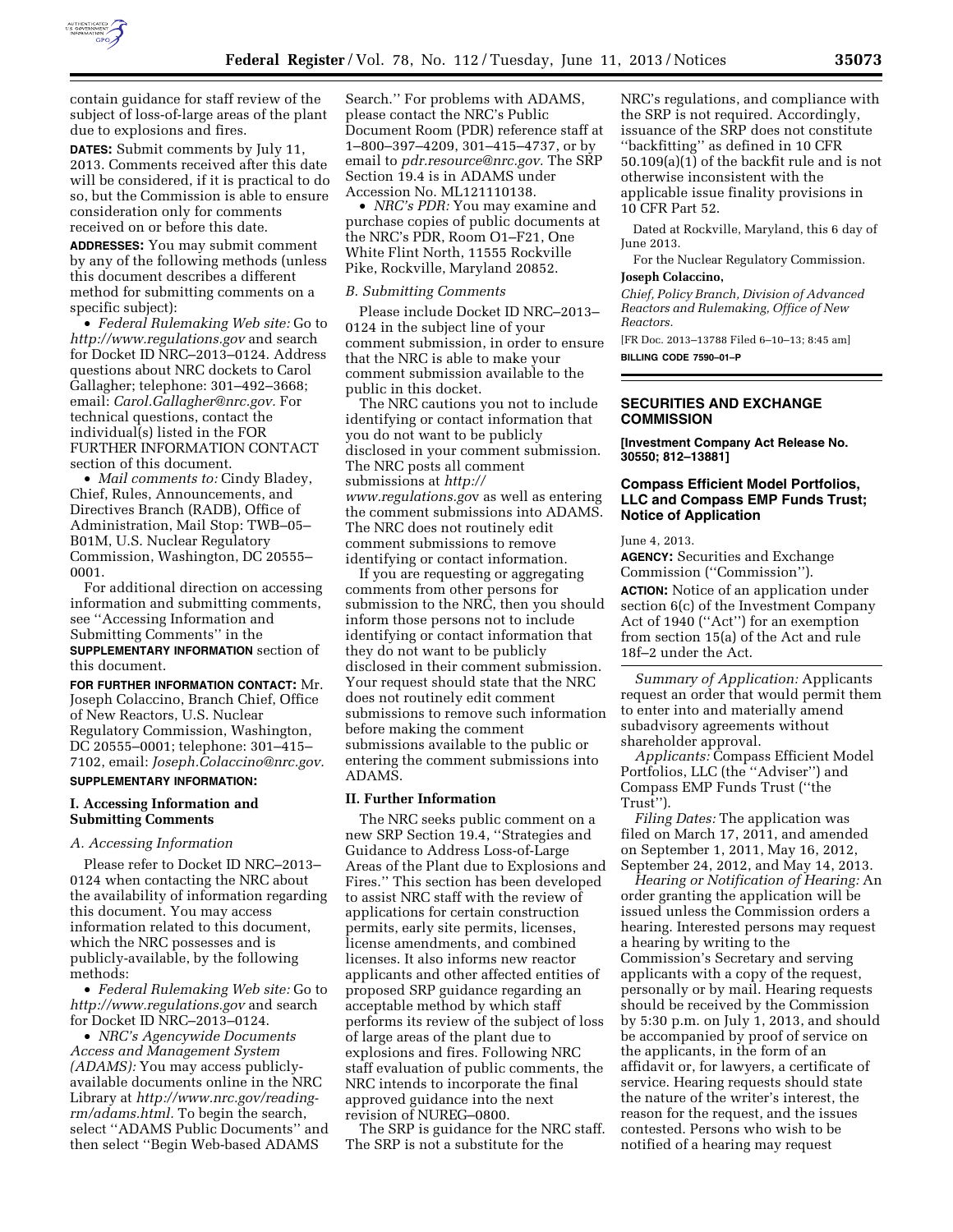contain guidance for staff review of the subject of loss-of-large areas of the plant due to explosions and fires.

**DATES:** Submit comments by July 11, 2013. Comments received after this date will be considered, if it is practical to do so, but the Commission is able to ensure consideration only for comments received on or before this date.

**ADDRESSES:** You may submit comment by any of the following methods (unless this document describes a different method for submitting comments on a specific subject):

- *Federal Rulemaking Web site:* Go to *http://www.regulations.gov* and search for Docket ID NRC–2013–0124. Address questions about NRC dockets to Carol Gallagher; telephone: 301–492–3668; email: *Carol.Gallagher@nrc.gov.* For technical questions, contact the individual(s) listed in the FOR FURTHER INFORMATION CONTACT section of this document.
- *Mail comments to:* Cindy Bladey, Chief, Rules, Announcements, and Directives Branch (RADB), Office of Administration, Mail Stop: TWB–05–B01M, U.S. Nuclear Regulatory Commission, Washington, DC 20555–0001.

For additional direction on accessing information and submitting comments, see "Accessing Information and Submitting Comments" in the **SUPPLEMENTARY INFORMATION** section of this document.

**FOR FURTHER INFORMATION CONTACT:** Mr. Joseph Colaccino, Branch Chief, Office of New Reactors, U.S. Nuclear Regulatory Commission, Washington, DC 20555–0001; telephone: 301–415–7102, email: *Joseph.Colaccino@nrc.gov.*

**SUPPLEMENTARY INFORMATION:**

## I. Accessing Information and Submitting Comments

### *A. Accessing Information*

Please refer to Docket ID NRC–2013–0124 when contacting the NRC about the availability of information regarding this document. You may access information related to this document, which the NRC possesses and is publicly-available, by the following methods:

- *Federal Rulemaking Web site:* Go to *http://www.regulations.gov* and search for Docket ID NRC–2013–0124.
- *NRC's Agencywide Documents Access and Management System (ADAMS):* You may access publicly-available documents online in the NRC Library at *http://www.nrc.gov/reading-rm/adams.html.* To begin the search, select "ADAMS Public Documents" and then select "Begin Web-based ADAMS Search." For problems with ADAMS, please contact the NRC's Public Document Room (PDR) reference staff at 1–800–397–4209, 301–415–4737, or by email to *pdr.resource@nrc.gov.* The SRP Section 19.4 is in ADAMS under Accession No. ML121110138.
- *NRC's PDR:* You may examine and purchase copies of public documents at the NRC's PDR, Room O1–F21, One White Flint North, 11555 Rockville Pike, Rockville, Maryland 20852.

### *B. Submitting Comments*

Please include Docket ID NRC–2013–0124 in the subject line of your comment submission, in order to ensure that the NRC is able to make your comment submission available to the public in this docket.

The NRC cautions you not to include identifying or contact information that you do not want to be publicly disclosed in your comment submission. The NRC posts all comment submissions at *http://www.regulations.gov* as well as entering the comment submissions into ADAMS. The NRC does not routinely edit comment submissions to remove identifying or contact information.

If you are requesting or aggregating comments from other persons for submission to the NRC, then you should inform those persons not to include identifying or contact information that they do not want to be publicly disclosed in their comment submission. Your request should state that the NRC does not routinely edit comment submissions to remove such information before making the comment submissions available to the public or entering the comment submissions into ADAMS.

## II. Further Information

The NRC seeks public comment on a new SRP Section 19.4, "Strategies and Guidance to Address Loss-of-Large Areas of the Plant due to Explosions and Fires." This section has been developed to assist NRC staff with the review of applications for certain construction permits, early site permits, licenses, license amendments, and combined licenses. It also informs new reactor applicants and other affected entities of proposed SRP guidance regarding an acceptable method by which staff performs its review of the subject of loss of large areas of the plant due to explosions and fires. Following NRC staff evaluation of public comments, the NRC intends to incorporate the final approved guidance into the next revision of NUREG–0800.

The SRP is guidance for the NRC staff. The SRP is not a substitute for the NRC's regulations, and compliance with the SRP is not required. Accordingly, issuance of the SRP does not constitute "backfitting" as defined in 10 CFR 50.109(a)(1) of the backfit rule and is not otherwise inconsistent with the applicable issue finality provisions in 10 CFR Part 52.

Dated at Rockville, Maryland, this 6 day of June 2013.

For the Nuclear Regulatory Commission.

**Joseph Colaccino,**

*Chief, Policy Branch, Division of Advanced Reactors and Rulemaking, Office of New Reactors.*

[FR Doc. 2013–13788 Filed 6–10–13; 8:45 am]

**BILLING CODE 7590–01–P**

---

# SECURITIES AND EXCHANGE COMMISSION

**[Investment Company Act Release No. 30550; 812–13881]**

## Compass Efficient Model Portfolios, LLC and Compass EMP Funds Trust; Notice of Application

June 4, 2013.

**AGENCY:** Securities and Exchange Commission ("Commission").

**ACTION:** Notice of an application under section 6(c) of the Investment Company Act of 1940 ("Act") for an exemption from section 15(a) of the Act and rule 18f–2 under the Act.

*Summary of Application:* Applicants request an order that would permit them to enter into and materially amend subadvisory agreements without shareholder approval.

*Applicants:* Compass Efficient Model Portfolios, LLC (the "Adviser") and Compass EMP Funds Trust ("the Trust").

*Filing Dates:* The application was filed on March 17, 2011, and amended on September 1, 2011, May 16, 2012, September 24, 2012, and May 14, 2013.

*Hearing or Notification of Hearing:* An order granting the application will be issued unless the Commission orders a hearing. Interested persons may request a hearing by writing to the Commission's Secretary and serving applicants with a copy of the request, personally or by mail. Hearing requests should be received by the Commission by 5:30 p.m. on July 1, 2013, and should be accompanied by proof of service on the applicants, in the form of an affidavit or, for lawyers, a certificate of service. Hearing requests should state the nature of the writer's interest, the reason for the request, and the issues contested. Persons who wish to be notified of a hearing may request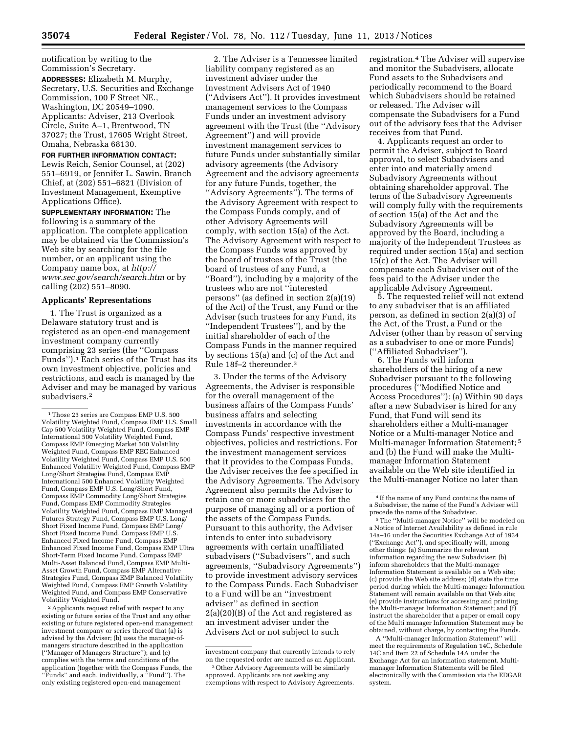notification by writing to the Commission's Secretary.

**ADDRESSES:** Elizabeth M. Murphy, Secretary, U.S. Securities and Exchange Commission, 100 F Street NE., Washington, DC 20549–1090. Applicants: Adviser, 213 Overlook Circle, Suite A–1, Brentwood, TN 37027; the Trust, 17605 Wright Street, Omaha, Nebraska 68130.

**FOR FURTHER INFORMATION CONTACT:** Lewis Reich, Senior Counsel, at (202) 551–6919, or Jennifer L. Sawin, Branch Chief, at (202) 551–6821 (Division of Investment Management, Exemptive Applications Office).

**SUPPLEMENTARY INFORMATION:** The following is a summary of the application. The complete application may be obtained via the Commission's Web site by searching for the file number, or an applicant using the Company name box, at *http://www.sec.gov/search/search.htm* or by calling (202) 551–8090.

## Applicants' Representations

1. The Trust is organized as a Delaware statutory trust and is registered as an open-end management investment company currently comprising 23 series (the "Compass Funds").[1] Each series of the Trust has its own investment objective, policies and restrictions, and each is managed by the Adviser and may be managed by various subadvisers.[2]

2. The Adviser is a Tennessee limited liability company registered as an investment adviser under the Investment Advisers Act of 1940 ("Advisers Act"). It provides investment management services to the Compass Funds under an investment advisory agreement with the Trust (the "Advisory Agreement") and will provide investment management services to future Funds under substantially similar advisory agreements (the Advisory Agreement and the advisory agreement*s* for any future Funds, together, the "Advisory Agreements"). The terms of the Advisory Agreement with respect to the Compass Funds comply, and of other Advisory Agreements will comply, with section 15(a) of the Act. The Advisory Agreement with respect to the Compass Funds was approved by the board of trustees of the Trust (the board of trustees of any Fund, a "Board"), including by a majority of the trustees who are not "interested persons" (as defined in section 2(a)(19) of the Act) of the Trust, any Fund or the Adviser (such trustees for any Fund, its "Independent Trustees"), and by the initial shareholder of each of the Compass Funds in the manner required by sections 15(a) and (c) of the Act and Rule 18f–2 thereunder.[3]

3. Under the terms of the Advisory Agreements, the Adviser is responsible for the overall management of the business affairs of the Compass Funds' business affairs and selecting investments in accordance with the Compass Funds' respective investment objectives, policies and restrictions. For the investment management services that it provides to the Compass Funds, the Adviser receives the fee specified in the Advisory Agreements. The Advisory Agreement also permits the Adviser to retain one or more subadvisers for the purpose of managing all or a portion of the assets of the Compass Funds. Pursuant to this authority, the Adviser intends to enter into subadvisory agreements with certain unaffiliated subadvisers ("Subadvisers", and such agreements, "Subadvisory Agreements") to provide investment advisory services to the Compass Funds. Each Subadviser to a Fund will be an "investment adviser" as defined in section 2(a)(20)(B) of the Act and registered as an investment adviser under the Advisers Act or not subject to such registration.[4] The Adviser will supervise and monitor the Subadvisers, allocate Fund assets to the Subadvisers and periodically recommend to the Board which Subadvisers should be retained or released. The Adviser will compensate the Subadvisers for a Fund out of the advisory fees that the Adviser receives from that Fund.

4. Applicants request an order to permit the Adviser, subject to Board approval, to select Subadvisers and enter into and materially amend Subadvisory Agreements without obtaining shareholder approval. The terms of the Subadvisory Agreements will comply fully with the requirements of section 15(a) of the Act and the Subadvisory Agreements will be approved by the Board, including a majority of the Independent Trustees as required under section 15(a) and section 15(c) of the Act. The Adviser will compensate each Subadviser out of the fees paid to the Adviser under the applicable Advisory Agreement.

5. The requested relief will not extend to any subadviser that is an affiliated person, as defined in section 2(a)(3) of the Act, of the Trust, a Fund or the Adviser (other than by reason of serving as a subadviser to one or more Funds) ("Affiliated Subadviser").

6. The Funds will inform shareholders of the hiring of a new Subadviser pursuant to the following procedures ("Modified Notice and Access Procedures"): (a) Within 90 days after a new Subadviser is hired for any Fund, that Fund will send its shareholders either a Multi-manager Notice or a Multi-manager Notice and Multi-manager Information Statement;[5] and (b) the Fund will make the Multi-manager Information Statement available on the Web site identified in the Multi-manager Notice no later than

---

[1] Those 23 series are Compass EMP U.S. 500 Volatility Weighted Fund, Compass EMP U.S. Small Cap 500 Volatility Weighted Fund, Compass EMP International 500 Volatility Weighted Fund, Compass EMP Emerging Market 500 Volatility Weighted Fund, Compass EMP REC Enhanced Volatility Weighted Fund, Compass EMP U.S. 500 Enhanced Volatility Weighted Fund, Compass EMP Long/Short Strategies Fund, Compass EMP International 500 Enhanced Volatility Weighted Fund, Compass EMP U.S. Long/Short Fund, Compass EMP Commodity Long/Short Strategies Fund, Compass EMP Commodity Strategies Volatility Weighted Fund, Compass EMP Managed Futures Strategy Fund, Compass EMP U.S. Long/Short Fixed Income Fund, Compass EMP Long/Short Fixed Income Fund, Compass EMP U.S. Enhanced Fixed Income Fund, Compass EMP Enhanced Fixed Income Fund, Compass EMP Ultra Short-Term Fixed Income Fund, Compass EMP Multi-Asset Balanced Fund, Compass EMP Multi-Asset Growth Fund, Compass EMP Alternative Strategies Fund, Compass EMP Balanced Volatility Weighted Fund, Compass EMP Growth Volatility Weighted Fund, and Compass EMP Conservative Volatility Weighted Fund.

[2] Applicants request relief with respect to any existing or future series of the Trust and any other existing or future registered open-end management investment company or series thereof that (a) is advised by the Adviser; (b) uses the manager-of-managers structure described in the application ("Manager of Managers Structure"); and (c) complies with the terms and conditions of the application (together with the Compass Funds, the "Funds" and each, individually, a "Fund"). The only existing registered open-end management investment company that currently intends to rely on the requested order are named as an Applicant.

[3] Other Advisory Agreements will be similarly approved. Applicants are not seeking any exemptions with respect to Advisory Agreements.

[4] If the name of any Fund contains the name of a Subadviser, the name of the Fund's Adviser will precede the name of the Subadviser.

[5] The "Multi-manager Notice" will be modeled on a Notice of Internet Availability as defined in rule 14a–16 under the Securities Exchange Act of 1934 ("Exchange Act"), and specifically will, among other things: (a) Summarize the relevant information regarding the new Subadviser; (b) inform shareholders that the Multi-manager Information Statement is available on a Web site; (c) provide the Web site address; (d) state the time period during which the Multi-manager Information Statement will remain available on that Web site; (e) provide instructions for accessing and printing the Multi-manager Information Statement; and (f) instruct the shareholder that a paper or email copy of the Multi manager Information Statement may be obtained, without charge, by contacting the Funds.

A "Multi-manager Information Statement" will meet the requirements of Regulation 14C, Schedule 14C and Item 22 of Schedule 14A under the Exchange Act for an information statement. Multi-manager Information Statements will be filed electronically with the Commission via the EDGAR system.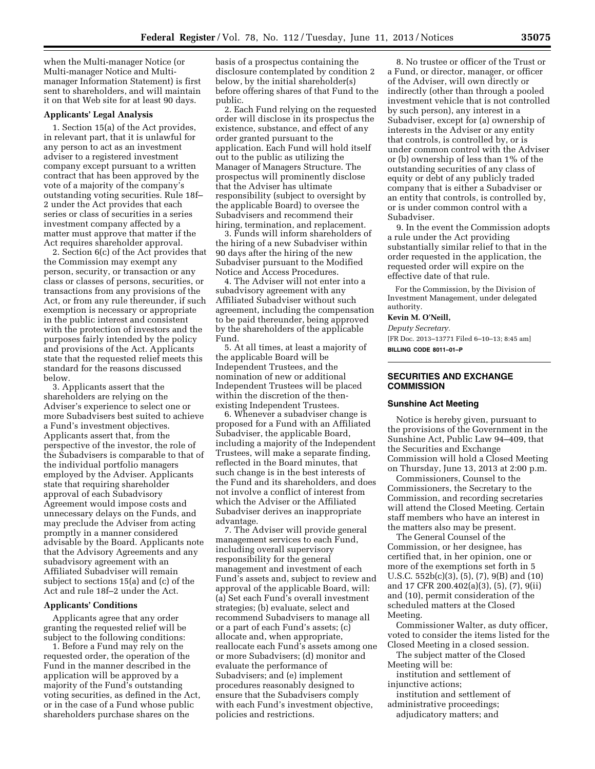when the Multi-manager Notice (or Multi-manager Notice and Multi-manager Information Statement) is first sent to shareholders, and will maintain it on that Web site for at least 90 days.

**Applicants' Legal Analysis**

1. Section 15(a) of the Act provides, in relevant part, that it is unlawful for any person to act as an investment adviser to a registered investment company except pursuant to a written contract that has been approved by the vote of a majority of the company's outstanding voting securities. Rule 18f–2 under the Act provides that each series or class of securities in a series investment company affected by a matter must approve that matter if the Act requires shareholder approval.

2. Section 6(c) of the Act provides that the Commission may exempt any person, security, or transaction or any class or classes of persons, securities, or transactions from any provisions of the Act, or from any rule thereunder, if such exemption is necessary or appropriate in the public interest and consistent with the protection of investors and the purposes fairly intended by the policy and provisions of the Act. Applicants state that the requested relief meets this standard for the reasons discussed below.

3. Applicants assert that the shareholders are relying on the Adviser's experience to select one or more Subadvisers best suited to achieve a Fund's investment objectives. Applicants assert that, from the perspective of the investor, the role of the Subadvisers is comparable to that of the individual portfolio managers employed by the Adviser. Applicants state that requiring shareholder approval of each Subadvisory Agreement would impose costs and unnecessary delays on the Funds, and may preclude the Adviser from acting promptly in a manner considered advisable by the Board. Applicants note that the Advisory Agreements and any subadvisory agreement with an Affiliated Subadviser will remain subject to sections 15(a) and (c) of the Act and rule 18f–2 under the Act.

**Applicants' Conditions**

Applicants agree that any order granting the requested relief will be subject to the following conditions:

1. Before a Fund may rely on the requested order, the operation of the Fund in the manner described in the application will be approved by a majority of the Fund's outstanding voting securities, as defined in the Act, or in the case of a Fund whose public shareholders purchase shares on the basis of a prospectus containing the disclosure contemplated by condition 2 below, by the initial shareholder(s) before offering shares of that Fund to the public.

2. Each Fund relying on the requested order will disclose in its prospectus the existence, substance, and effect of any order granted pursuant to the application. Each Fund will hold itself out to the public as utilizing the Manager of Managers Structure. The prospectus will prominently disclose that the Adviser has ultimate responsibility (subject to oversight by the applicable Board) to oversee the Subadvisers and recommend their hiring, termination, and replacement.

3. Funds will inform shareholders of the hiring of a new Subadviser within 90 days after the hiring of the new Subadviser pursuant to the Modified Notice and Access Procedures.

4. The Adviser will not enter into a subadvisory agreement with any Affiliated Subadviser without such agreement, including the compensation to be paid thereunder, being approved by the shareholders of the applicable Fund.

5. At all times, at least a majority of the applicable Board will be Independent Trustees, and the nomination of new or additional Independent Trustees will be placed within the discretion of the then-existing Independent Trustees.

6. Whenever a subadviser change is proposed for a Fund with an Affiliated Subadviser, the applicable Board, including a majority of the Independent Trustees, will make a separate finding, reflected in the Board minutes, that such change is in the best interests of the Fund and its shareholders, and does not involve a conflict of interest from which the Adviser or the Affiliated Subadviser derives an inappropriate advantage.

7. The Adviser will provide general management services to each Fund, including overall supervisory responsibility for the general management and investment of each Fund's assets and, subject to review and approval of the applicable Board, will: (a) Set each Fund's overall investment strategies; (b) evaluate, select and recommend Subadvisers to manage all or a part of each Fund's assets; (c) allocate and, when appropriate, reallocate each Fund's assets among one or more Subadvisers; (d) monitor and evaluate the performance of Subadvisers; and (e) implement procedures reasonably designed to ensure that the Subadvisers comply with each Fund's investment objective, policies and restrictions.

8. No trustee or officer of the Trust or a Fund, or director, manager, or officer of the Adviser, will own directly or indirectly (other than through a pooled investment vehicle that is not controlled by such person), any interest in a Subadviser, except for (a) ownership of interests in the Adviser or any entity that controls, is controlled by, or is under common control with the Adviser or (b) ownership of less than 1% of the outstanding securities of any class of equity or debt of any publicly traded company that is either a Subadviser or an entity that controls, is controlled by, or is under common control with a Subadviser.

9. In the event the Commission adopts a rule under the Act providing substantially similar relief to that in the order requested in the application, the requested order will expire on the effective date of that rule.

For the Commission, by the Division of Investment Management, under delegated authority.

**Kevin M. O'Neill,**

*Deputy Secretary.*

[FR Doc. 2013–13771 Filed 6–10–13; 8:45 am]

**BILLING CODE 8011–01–P**

## SECURITIES AND EXCHANGE COMMISSION

### Sunshine Act Meeting

Notice is hereby given, pursuant to the provisions of the Government in the Sunshine Act, Public Law 94–409, that the Securities and Exchange Commission will hold a Closed Meeting on Thursday, June 13, 2013 at 2:00 p.m.

Commissioners, Counsel to the Commissioners, the Secretary to the Commission, and recording secretaries will attend the Closed Meeting. Certain staff members who have an interest in the matters also may be present.

The General Counsel of the Commission, or her designee, has certified that, in her opinion, one or more of the exemptions set forth in 5 U.S.C. 552b(c)(3), (5), (7), 9(B) and (10) and 17 CFR 200.402(a)(3), (5), (7), 9(ii) and (10), permit consideration of the scheduled matters at the Closed Meeting.

Commissioner Walter, as duty officer, voted to consider the items listed for the Closed Meeting in a closed session.

The subject matter of the Closed Meeting will be:

institution and settlement of injunctive actions;

institution and settlement of administrative proceedings;

adjudicatory matters; and